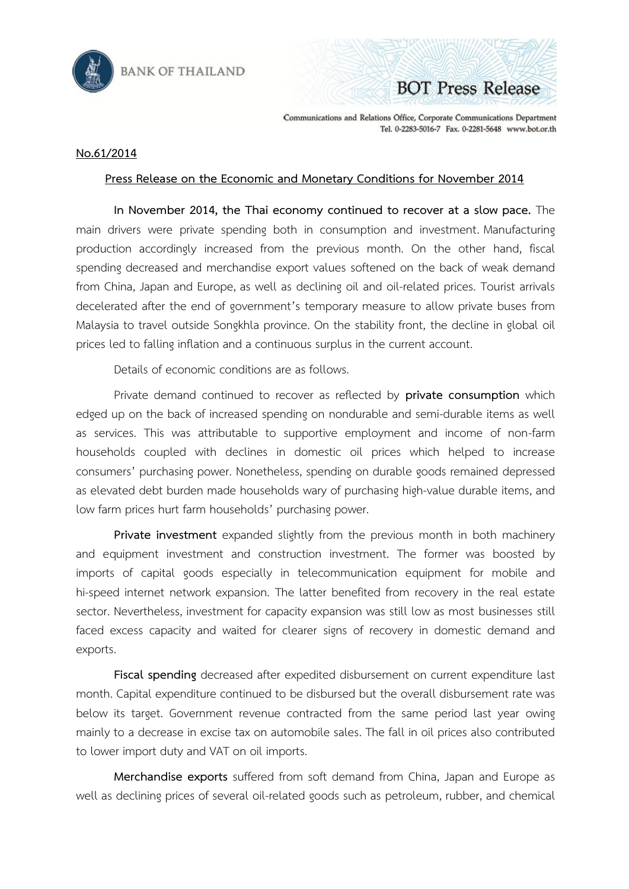**No.61/2014**

**Press Release on the Economic and Monetary Conditions for November 2014**

**In November 2014, the Thai economy continued to recover at a slow pace.** The main drivers were private spending both in consumption and investment. Manufacturing production accordingly increased from the previous month. On the other hand, fiscal spending decreased and merchandise export values softened on the back of weak demand from China, Japan and Europe, as well as declining oil and oil-related prices. Tourist arrivals decelerated after the end of government's temporary measure to allow private buses from Malaysia to travel outside Songkhla province. On the stability front, the decline in global oil prices led to falling inflation and a continuous surplus in the current account.

Details of economic conditions are as follows.

Private demand continued to recover as reflected by **private consumption** which edged up on the back of increased spending on nondurable and semi-durable items as well as services. This was attributable to supportive employment and income of non-farm households coupled with declines in domestic oil prices which helped to increase consumers' purchasing power. Nonetheless, spending on durable goods remained depressed as elevated debt burden made households wary of purchasing high-value durable items, and low farm prices hurt farm households' purchasing power.

**Private investment** expanded slightly from the previous month in both machinery and equipment investment and construction investment. The former was boosted by imports of capital goods especially in telecommunication equipment for mobile and hi-speed internet network expansion. The latter benefited from recovery in the real estate sector. Nevertheless, investment for capacity expansion was still low as most businesses still faced excess capacity and waited for clearer signs of recovery in domestic demand and exports.

**Fiscal spending** decreased after expedited disbursement on current expenditure last month. Capital expenditure continued to be disbursed but the overall disbursement rate was below its target. Government revenue contracted from the same period last year owing mainly to a decrease in excise tax on automobile sales. The fall in oil prices also contributed to lower import duty and VAT on oil imports.

**Merchandise exports** suffered from soft demand from China, Japan and Europe as well as declining prices of several oil-related goods such as petroleum, rubber, and chemical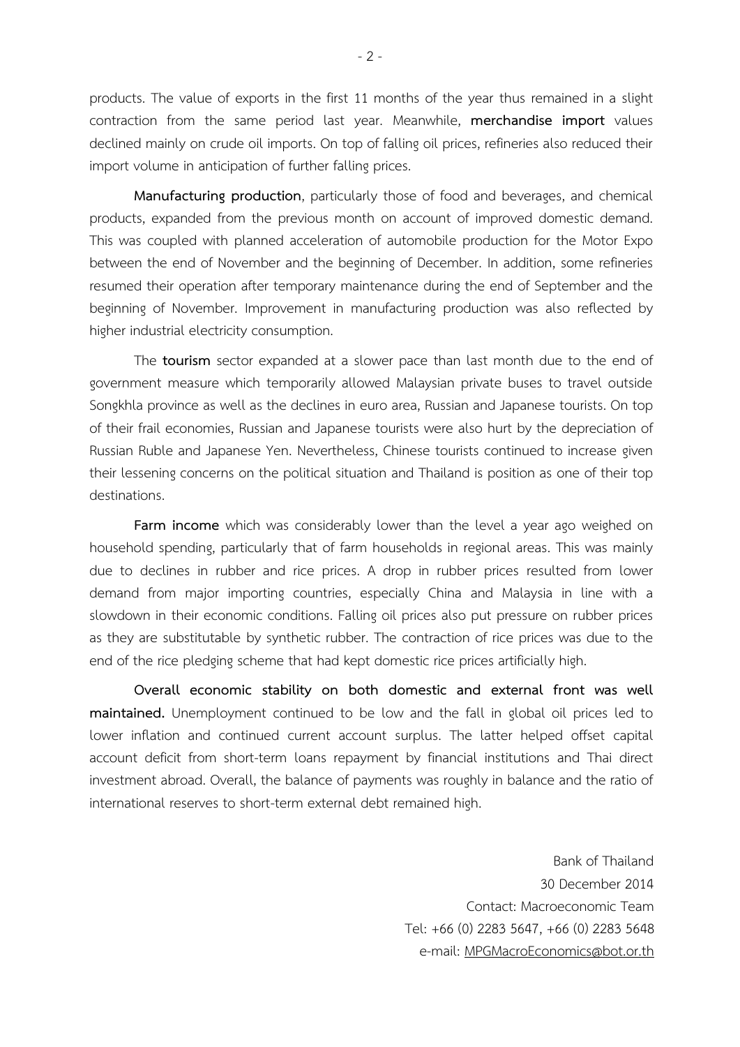products. The value of exports in the first 11 months of the year thus remained in a slight contraction from the same period last year. Meanwhile, **merchandise import** values declined mainly on crude oil imports. On top of falling oil prices, refineries also reduced their import volume in anticipation of further falling prices.

**Manufacturing production**, particularly those of food and beverages, and chemical products, expanded from the previous month on account of improved domestic demand. This was coupled with planned acceleration of automobile production for the Motor Expo between the end of November and the beginning of December. In addition, some refineries resumed their operation after temporary maintenance during the end of September and the beginning of November. Improvement in manufacturing production was also reflected by higher industrial electricity consumption.

The **tourism** sector expanded at a slower pace than last month due to the end of government measure which temporarily allowed Malaysian private buses to travel outside Songkhla province as well as the declines in euro area, Russian and Japanese tourists. On top of their frail economies, Russian and Japanese tourists were also hurt by the depreciation of Russian Ruble and Japanese Yen. Nevertheless, Chinese tourists continued to increase given their lessening concerns on the political situation and Thailand is position as one of their top destinations.

**Farm income** which was considerably lower than the level a year ago weighed on household spending, particularly that of farm households in regional areas. This was mainly due to declines in rubber and rice prices. A drop in rubber prices resulted from lower demand from major importing countries, especially China and Malaysia in line with a slowdown in their economic conditions. Falling oil prices also put pressure on rubber prices as they are substitutable by synthetic rubber. The contraction of rice prices was due to the end of the rice pledging scheme that had kept domestic rice prices artificially high.

**Overall economic stability on both domestic and external front was well maintained.** Unemployment continued to be low and the fall in global oil prices led to lower inflation and continued current account surplus. The latter helped offset capital account deficit from short-term loans repayment by financial institutions and Thai direct investment abroad. Overall, the balance of payments was roughly in balance and the ratio of international reserves to short-term external debt remained high.

Bank of Thailand
30 December 2014
Contact: Macroeconomic Team
Tel: +66 (0) 2283 5647, +66 (0) 2283 5648
e-mail: MPGMacroEconomics@bot.or.th